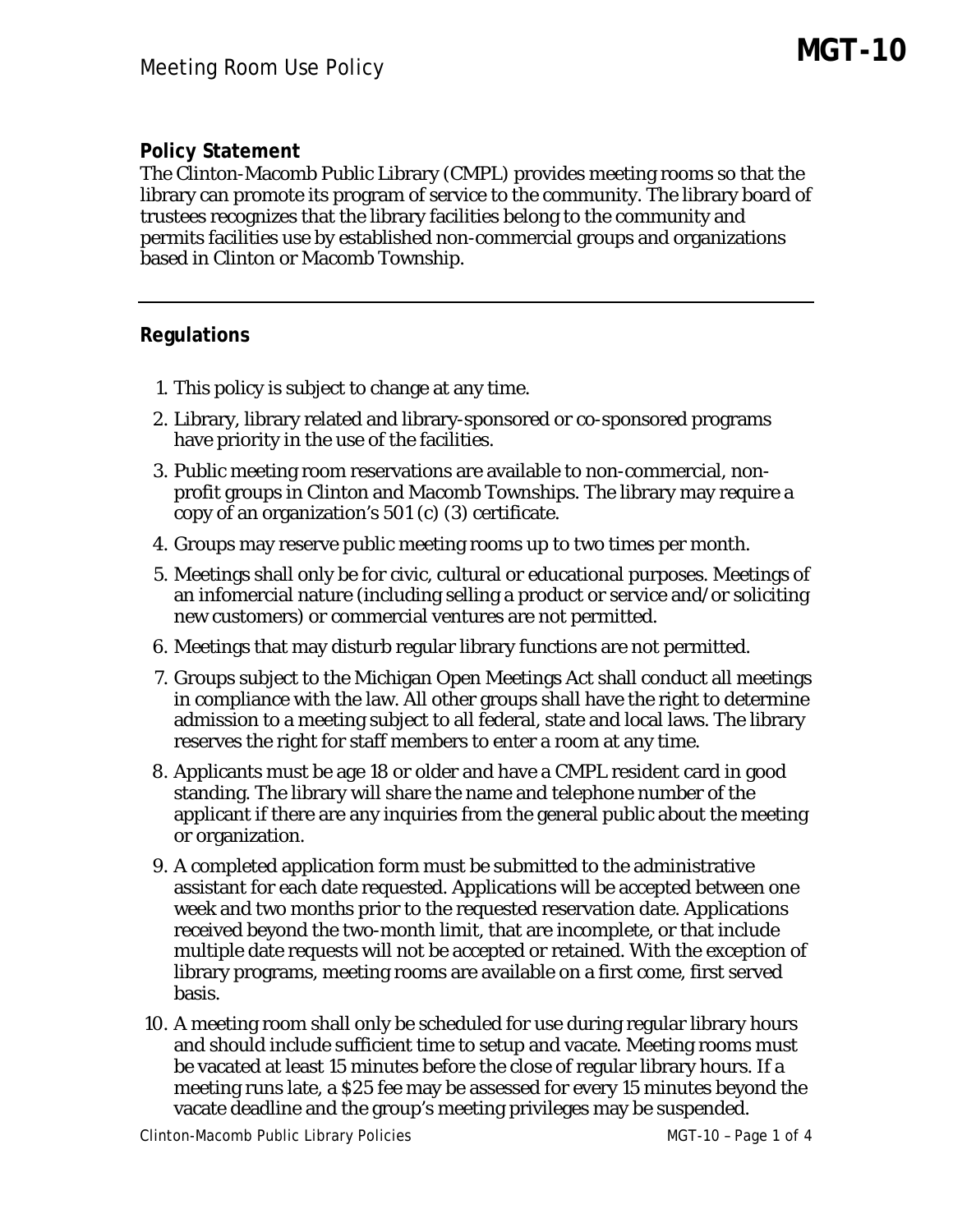# Meeting Room Use Policy

**MGT-10**

## Policy Statement

The Clinton-Macomb Public Library (CMPL) provides meeting rooms so that the library can promote its program of service to the community. The library board of trustees recognizes that the library facilities belong to the community and permits facilities use by established non-commercial groups and organizations based in Clinton or Macomb Township.

---

## Regulations

1. This policy is subject to change at any time.
2. Library, library related and library-sponsored or co-sponsored programs have priority in the use of the facilities.
3. Public meeting room reservations are available to non-commercial, non-profit groups in Clinton and Macomb Townships. The library may require a copy of an organization's 501 (c) (3) certificate.
4. Groups may reserve public meeting rooms up to two times per month.
5. Meetings shall only be for civic, cultural or educational purposes. Meetings of an infomercial nature (including selling a product or service and/or soliciting new customers) or commercial ventures are not permitted.
6. Meetings that may disturb regular library functions are not permitted.
7. Groups subject to the Michigan Open Meetings Act shall conduct all meetings in compliance with the law. All other groups shall have the right to determine admission to a meeting subject to all federal, state and local laws. The library reserves the right for staff members to enter a room at any time.
8. Applicants must be age 18 or older and have a CMPL resident card in good standing. The library will share the name and telephone number of the applicant if there are any inquiries from the general public about the meeting or organization.
9. A completed application form must be submitted to the administrative assistant for each date requested. Applications will be accepted between one week and two months prior to the requested reservation date. Applications received beyond the two-month limit, that are incomplete, or that include multiple date requests will not be accepted or retained. With the exception of library programs, meeting rooms are available on a first come, first served basis.
10. A meeting room shall only be scheduled for use during regular library hours and should include sufficient time to setup and vacate. Meeting rooms must be vacated at least 15 minutes before the close of regular library hours. If a meeting runs late, a $25 fee may be assessed for every 15 minutes beyond the vacate deadline and the group's meeting privileges may be suspended.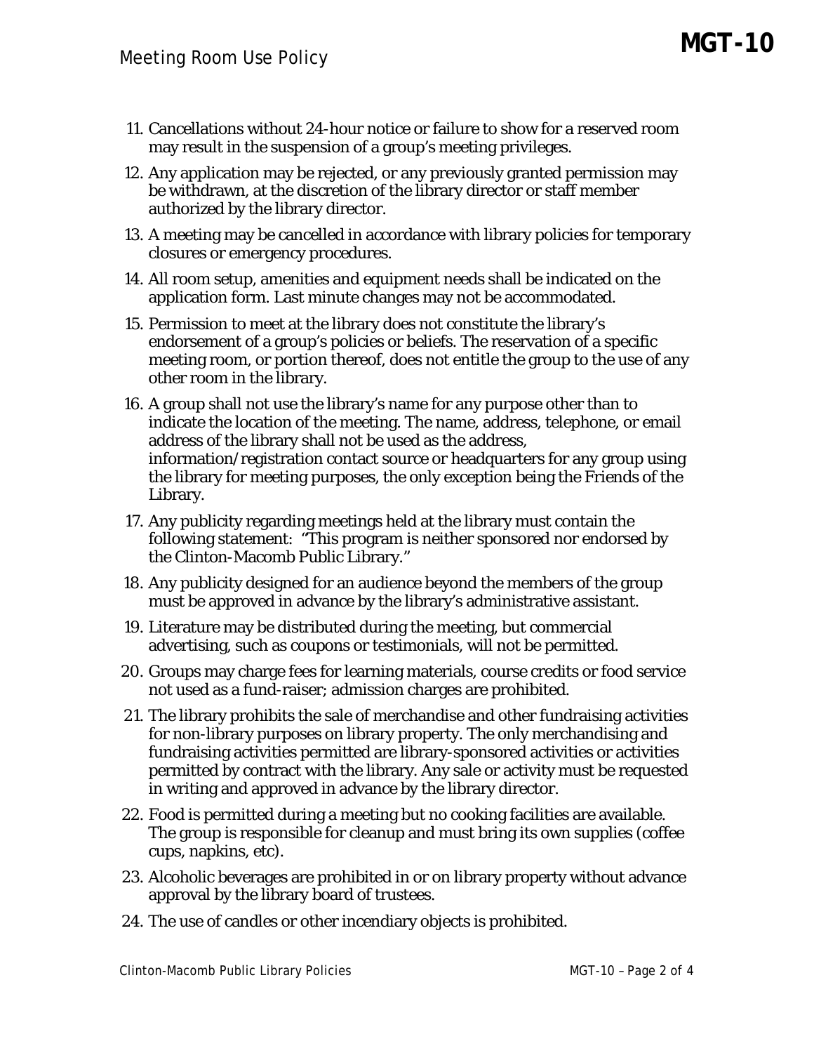11. Cancellations without 24-hour notice or failure to show for a reserved room may result in the suspension of a group's meeting privileges.
12. Any application may be rejected, or any previously granted permission may be withdrawn, at the discretion of the library director or staff member authorized by the library director.
13. A meeting may be cancelled in accordance with library policies for temporary closures or emergency procedures.
14. All room setup, amenities and equipment needs shall be indicated on the application form. Last minute changes may not be accommodated.
15. Permission to meet at the library does not constitute the library's endorsement of a group's policies or beliefs. The reservation of a specific meeting room, or portion thereof, does not entitle the group to the use of any other room in the library.
16. A group shall not use the library's name for any purpose other than to indicate the location of the meeting. The name, address, telephone, or email address of the library shall not be used as the address, information/registration contact source or headquarters for any group using the library for meeting purposes, the only exception being the Friends of the Library.
17. Any publicity regarding meetings held at the library must contain the following statement: "This program is neither sponsored nor endorsed by the Clinton-Macomb Public Library."
18. Any publicity designed for an audience beyond the members of the group must be approved in advance by the library's administrative assistant.
19. Literature may be distributed during the meeting, but commercial advertising, such as coupons or testimonials, will not be permitted.
20. Groups may charge fees for learning materials, course credits or food service not used as a fund-raiser; admission charges are prohibited.
21. The library prohibits the sale of merchandise and other fundraising activities for non-library purposes on library property. The only merchandising and fundraising activities permitted are library-sponsored activities or activities permitted by contract with the library. Any sale or activity must be requested in writing and approved in advance by the library director.
22. Food is permitted during a meeting but no cooking facilities are available. The group is responsible for cleanup and must bring its own supplies (coffee cups, napkins, etc).
23. Alcoholic beverages are prohibited in or on library property without advance approval by the library board of trustees.
24. The use of candles or other incendiary objects is prohibited.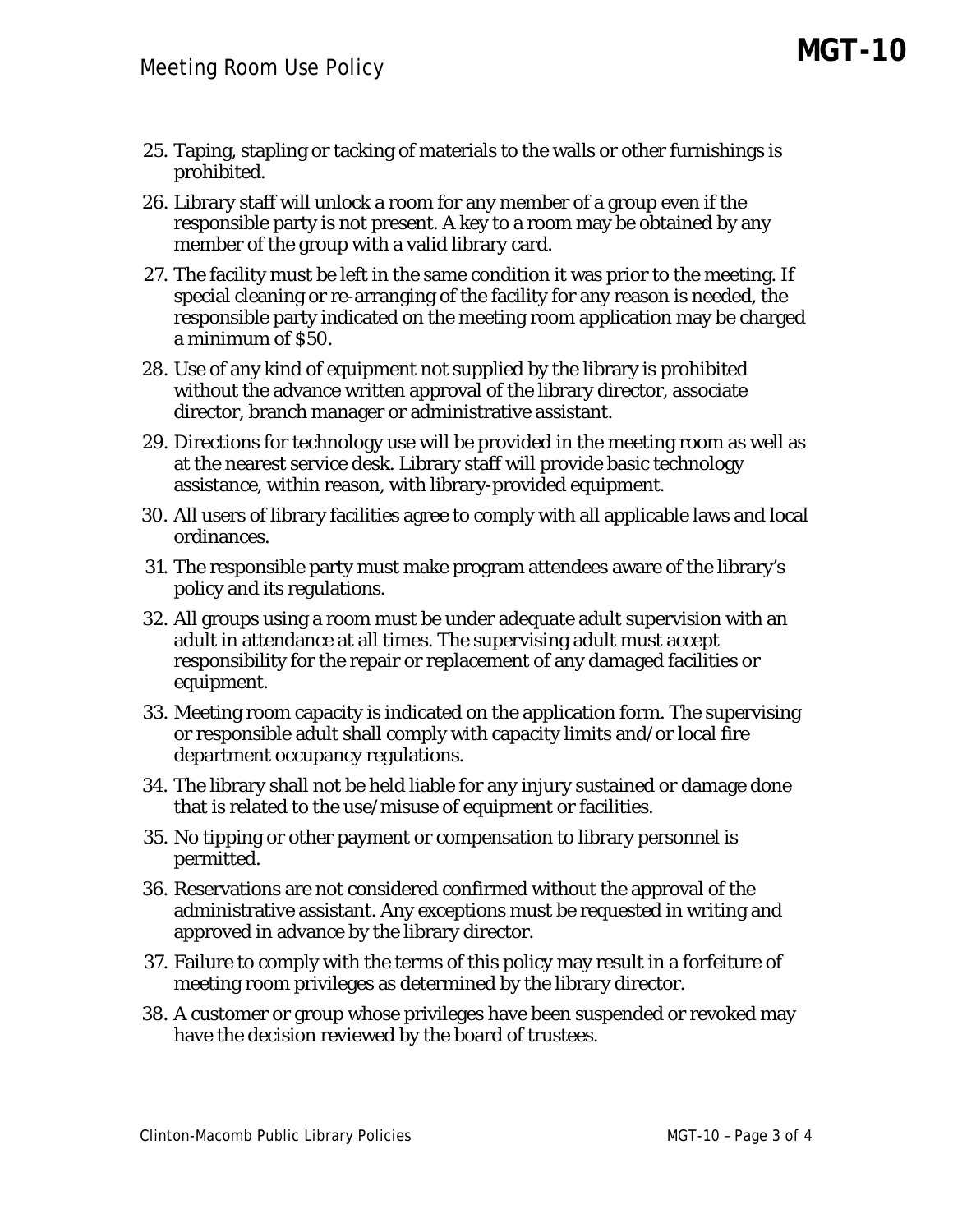25. Taping, stapling or tacking of materials to the walls or other furnishings is prohibited.
26. Library staff will unlock a room for any member of a group even if the responsible party is not present. A key to a room may be obtained by any member of the group with a valid library card.
27. The facility must be left in the same condition it was prior to the meeting. If special cleaning or re-arranging of the facility for any reason is needed, the responsible party indicated on the meeting room application may be charged a minimum of $50.
28. Use of any kind of equipment not supplied by the library is prohibited without the advance written approval of the library director, associate director, branch manager or administrative assistant.
29. Directions for technology use will be provided in the meeting room as well as at the nearest service desk. Library staff will provide basic technology assistance, within reason, with library-provided equipment.
30. All users of library facilities agree to comply with all applicable laws and local ordinances.
31. The responsible party must make program attendees aware of the library's policy and its regulations.
32. All groups using a room must be under adequate adult supervision with an adult in attendance at all times. The supervising adult must accept responsibility for the repair or replacement of any damaged facilities or equipment.
33. Meeting room capacity is indicated on the application form. The supervising or responsible adult shall comply with capacity limits and/or local fire department occupancy regulations.
34. The library shall not be held liable for any injury sustained or damage done that is related to the use/misuse of equipment or facilities.
35. No tipping or other payment or compensation to library personnel is permitted.
36. Reservations are not considered confirmed without the approval of the administrative assistant. Any exceptions must be requested in writing and approved in advance by the library director.
37. Failure to comply with the terms of this policy may result in a forfeiture of meeting room privileges as determined by the library director.
38. A customer or group whose privileges have been suspended or revoked may have the decision reviewed by the board of trustees.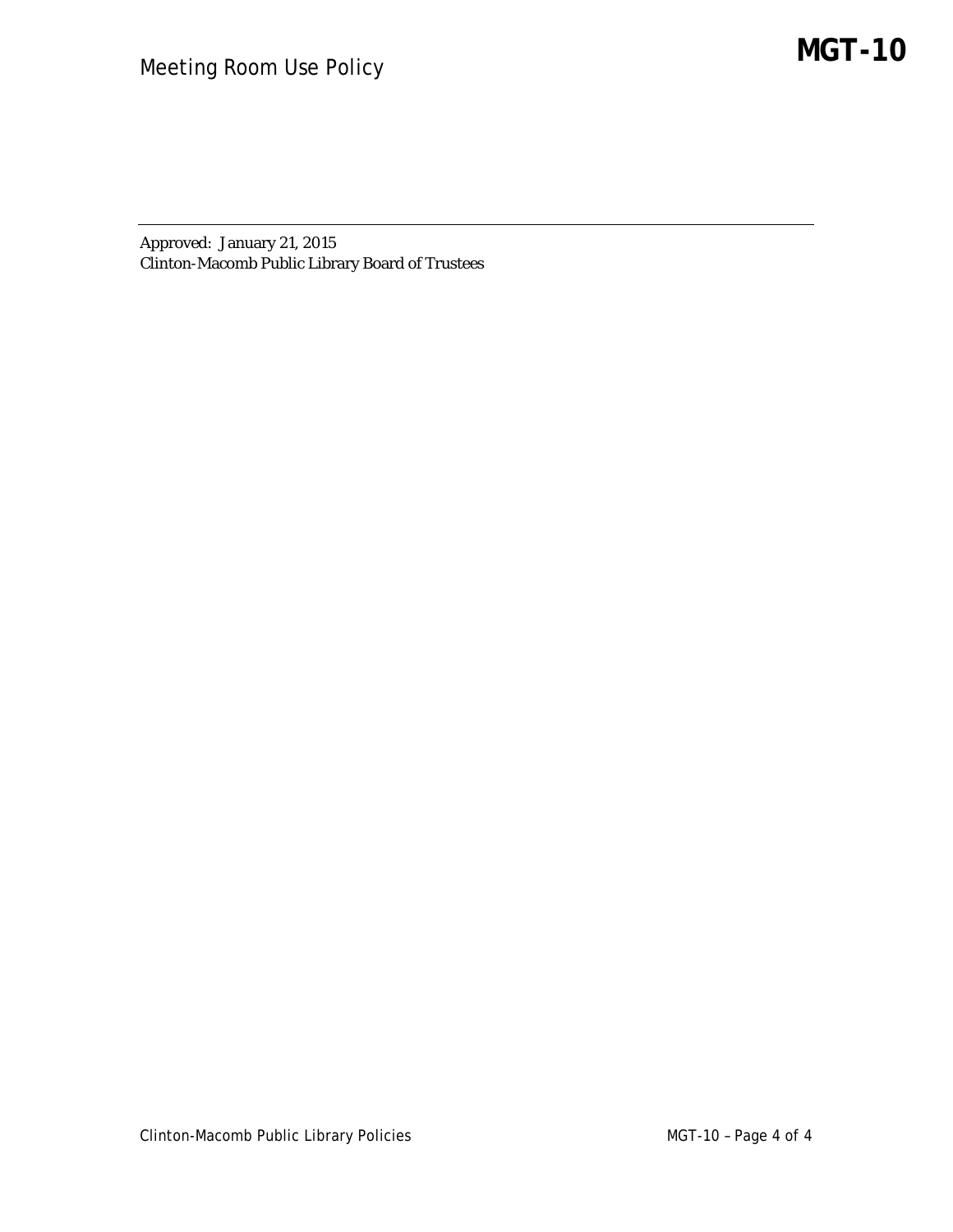---

Approved: January 21, 2015
Clinton-Macomb Public Library Board of Trustees